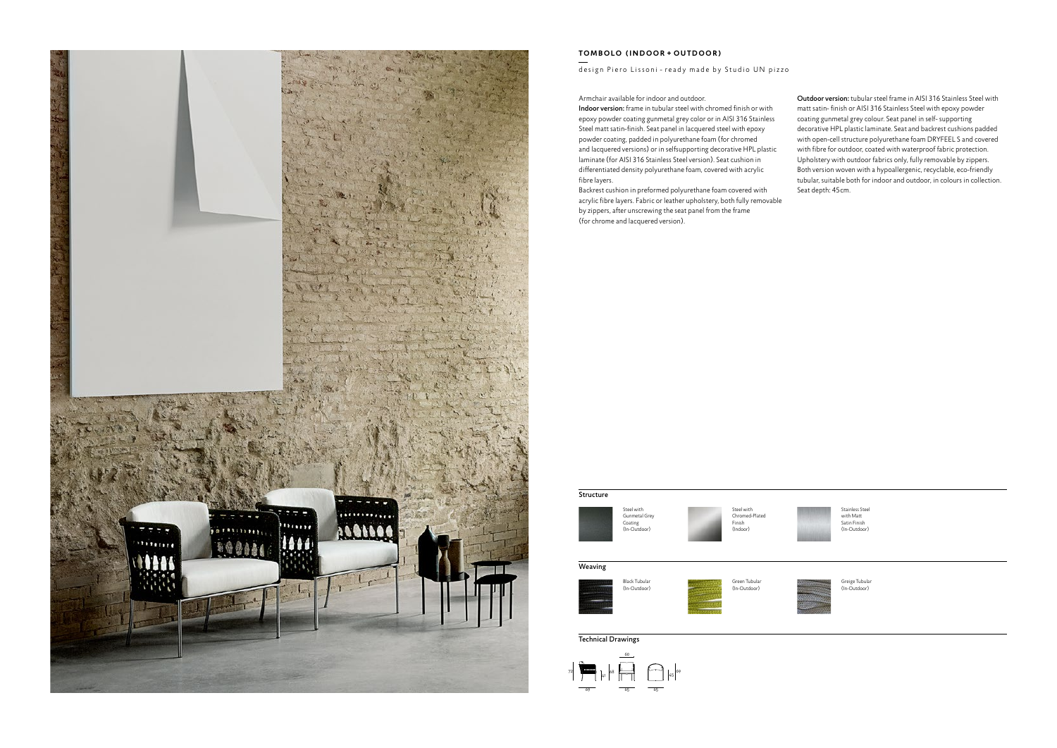# TOMBOLO (INDOOR + OUTDOOR)

design Piero Lissoni - ready made by Studio UN pizzo

Armchair available for indoor and outdoor.

**Indoor version:** frame in tubular steel with chromed finish or with epoxy powder coating gunmetal grey color or in AISI 316 Stainless Steel matt satin-finish. Seat panel in lacquered steel with epoxy powder coating, padded in polyurethane foam (for chromed and lacquered versions) or in selfsupporting decorative HPL plastic laminate (for AISI 316 Stainless Steel version). Seat cushion in differentiated density polyurethane foam, covered with acrylic fibre layers.

Backrest cushion in preformed polyurethane foam covered with acrylic fibre layers. Fabric or leather upholstery, both fully removable by zippers, after unscrewing the seat panel from the frame (for chrome and lacquered version).

**Outdoor version:** tubular steel frame in AISI 316 Stainless Steel with matt satin- finish or AISI 316 Stainless Steel with epoxy powder coating gunmetal grey colour. Seat panel in self- supporting decorative HPL plastic laminate. Seat and backrest cushions padded with open-cell structure polyurethane foam DRYFEEL S and covered with fibre for outdoor, coated with waterproof fabric protection. Upholstery with outdoor fabrics only, fully removable by zippers. Both version woven with a hypoallergenic, recyclable, eco-friendly tubular, suitable both for indoor and outdoor, in colours in collection. Seat depth: 45cm.

## Structure

- Steel with Gunmetal Grey Coating (In-Outdoor)
- Steel with Chromed-Plated Finish (Indoor)
- Stainless Steel with Matt Satin Finish (In-Outdoor)

## Weaving

- Black Tubular (In-Outdoor)
- Green Tubular (In-Outdoor)
- Greige Tubular (In-Outdoor)

## Technical Drawings

72 · 41 · 69 · 60 · 45 · 55 · 65 · 69